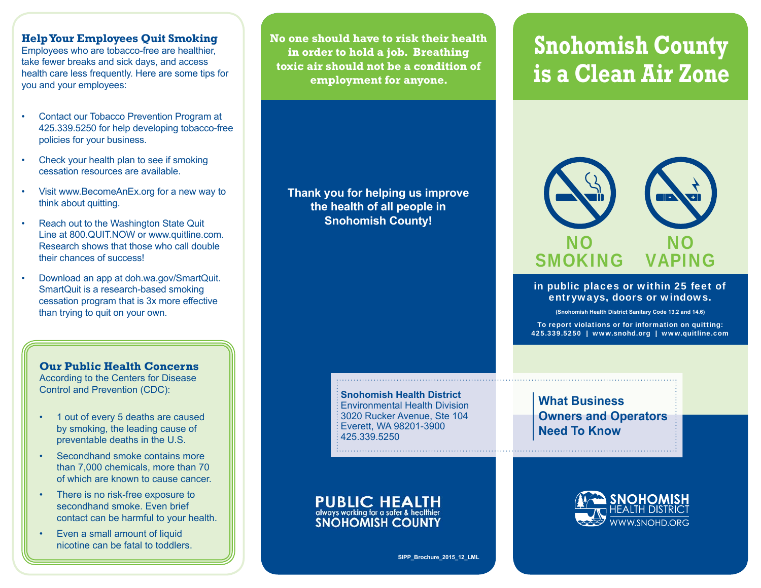## Help Your Employees Quit Smoking

Employees who are tobacco-free are healthier, take fewer breaks and sick days, and access health care less frequently. Here are some tips for you and your employees:

- Contact our Tobacco Prevention Program at 425.339.5250 for help developing tobacco-free policies for your business.
- Check your health plan to see if smoking cessation resources are available.
- Visit www.BecomeAnEx.org for a new way to think about quitting.
- Reach out to the Washington State Quit Line at 800.QUIT.NOW or www.quitline.com. Research shows that those who call double their chances of success!
- Download an app at doh.wa.gov/SmartQuit. SmartQuit is a research-based smoking cessation program that is 3x more effective than trying to quit on your own.

### Our Public Health Concerns

According to the Centers for Disease Control and Prevention (CDC):

- 1 out of every 5 deaths are caused by smoking, the leading cause of preventable deaths in the U.S.
- Secondhand smoke contains more than 7,000 chemicals, more than 70 of which are known to cause cancer.
- There is no risk-free exposure to secondhand smoke. Even brief contact can be harmful to your health.
- Even a small amount of liquid nicotine can be fatal to toddlers.

**No one should have to risk their health in order to hold a job. Breathing toxic air should not be a condition of employment for anyone.**

**Thank you for helping us improve the health of all people in Snohomish County!**

**Snohomish Health District**
Environmental Health Division
3020 Rucker Avenue, Ste 104
Everett, WA 98201-3900
425.339.5250

PUBLIC HEALTH
always working for a safer & healthier
SNOHOMISH COUNTY

SIPP_Brochure_2015_12_LML

# Snohomish County is a Clean Air Zone

**NO SMOKING** **NO VAPING**

**in public places or within 25 feet of entryways, doors or windows.**

(Snohomish Health District Sanitary Code 13.2 and 14.6)

To report violations or for information on quitting:
425.339.5250 | www.snohd.org | www.quitline.com

## What Business Owners and Operators Need To Know

SNOHOMISH HEALTH DISTRICT
WWW.SNOHD.ORG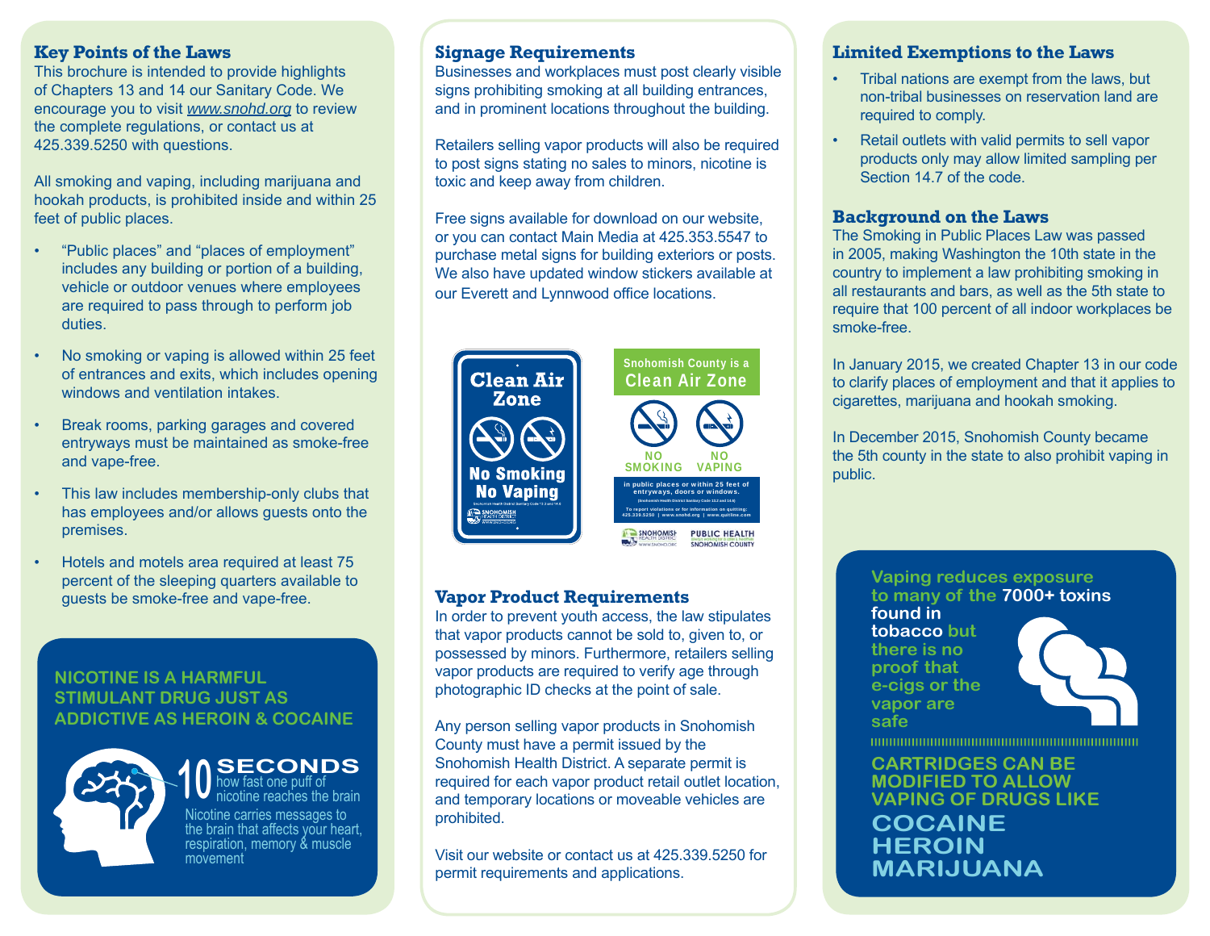## Key Points of the Laws

This brochure is intended to provide highlights of Chapters 13 and 14 our Sanitary Code. We encourage you to visit *www.snohd.org* to review the complete regulations, or contact us at 425.339.5250 with questions.

All smoking and vaping, including marijuana and hookah products, is prohibited inside and within 25 feet of public places.

- "Public places" and "places of employment" includes any building or portion of a building, vehicle or outdoor venues where employees are required to pass through to perform job duties.
- No smoking or vaping is allowed within 25 feet of entrances and exits, which includes opening windows and ventilation intakes.
- Break rooms, parking garages and covered entryways must be maintained as smoke-free and vape-free.
- This law includes membership-only clubs that has employees and/or allows guests onto the premises.
- Hotels and motels area required at least 75 percent of the sleeping quarters available to guests be smoke-free and vape-free.

NICOTINE IS A HARMFUL STIMULANT DRUG JUST AS ADDICTIVE AS HEROIN & COCAINE

10 SECONDS how fast one puff of nicotine reaches the brain

Nicotine carries messages to the brain that affects your heart, respiration, memory & muscle movement

## Signage Requirements

Businesses and workplaces must post clearly visible signs prohibiting smoking at all building entrances, and in prominent locations throughout the building.

Retailers selling vapor products will also be required to post signs stating no sales to minors, nicotine is toxic and keep away from children.

Free signs available for download on our website, or you can contact Main Media at 425.353.5547 to purchase metal signs for building exteriors or posts. We also have updated window stickers available at our Everett and Lynnwood office locations.

Clean Air Zone

No Smoking No Vaping

Snohomish County is a Clean Air Zone

NO SMOKING NO VAPING

in public places or within 25 feet of entryways, doors or windows.

## Vapor Product Requirements

In order to prevent youth access, the law stipulates that vapor products cannot be sold to, given to, or possessed by minors. Furthermore, retailers selling vapor products are required to verify age through photographic ID checks at the point of sale.

Any person selling vapor products in Snohomish County must have a permit issued by the Snohomish Health District. A separate permit is required for each vapor product retail outlet location, and temporary locations or moveable vehicles are prohibited.

Visit our website or contact us at 425.339.5250 for permit requirements and applications.

## Limited Exemptions to the Laws

- Tribal nations are exempt from the laws, but non-tribal businesses on reservation land are required to comply.
- Retail outlets with valid permits to sell vapor products only may allow limited sampling per Section 14.7 of the code.

## Background on the Laws

The Smoking in Public Places Law was passed in 2005, making Washington the 10th state in the country to implement a law prohibiting smoking in all restaurants and bars, as well as the 5th state to require that 100 percent of all indoor workplaces be smoke-free.

In January 2015, we created Chapter 13 in our code to clarify places of employment and that it applies to cigarettes, marijuana and hookah smoking.

In December 2015, Snohomish County became the 5th county in the state to also prohibit vaping in public.

Vaping reduces exposure to many of the **7000+ toxins found in tobacco** but there is no proof that e-cigs or the vapor are safe

CARTRIDGES CAN BE MODIFIED TO ALLOW VAPING OF DRUGS LIKE COCAINE HEROIN MARIJUANA